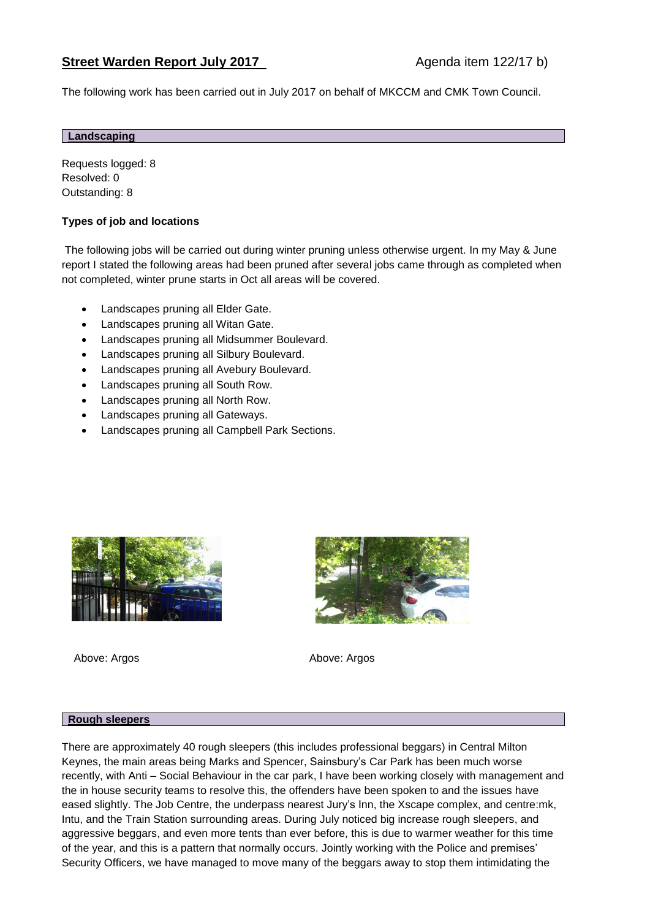## **Street Warden Report July 2017** Agenda item 122/17 b)

The following work has been carried out in July 2017 on behalf of MKCCM and CMK Town Council.

### **Landscaping**

Requests logged: 8
Resolved: 0
Outstanding: 8

**Types of job and locations**

The following jobs will be carried out during winter pruning unless otherwise urgent. In my May & June report I stated the following areas had been pruned after several jobs came through as completed when not completed, winter prune starts in Oct all areas will be covered.

- Landscapes pruning all Elder Gate.
- Landscapes pruning all Witan Gate.
- Landscapes pruning all Midsummer Boulevard.
- Landscapes pruning all Silbury Boulevard.
- Landscapes pruning all Avebury Boulevard.
- Landscapes pruning all South Row.
- Landscapes pruning all North Row.
- Landscapes pruning all Gateways.
- Landscapes pruning all Campbell Park Sections.

Above: Argos

Above: Argos

### **Rough sleepers**

There are approximately 40 rough sleepers (this includes professional beggars) in Central Milton Keynes, the main areas being Marks and Spencer, Sainsbury's Car Park has been much worse recently, with Anti – Social Behaviour in the car park, I have been working closely with management and the in house security teams to resolve this, the offenders have been spoken to and the issues have eased slightly. The Job Centre, the underpass nearest Jury's Inn, the Xscape complex, and centre:mk, Intu, and the Train Station surrounding areas. During July noticed big increase rough sleepers, and aggressive beggars, and even more tents than ever before, this is due to warmer weather for this time of the year, and this is a pattern that normally occurs. Jointly working with the Police and premises' Security Officers, we have managed to move many of the beggars away to stop them intimidating the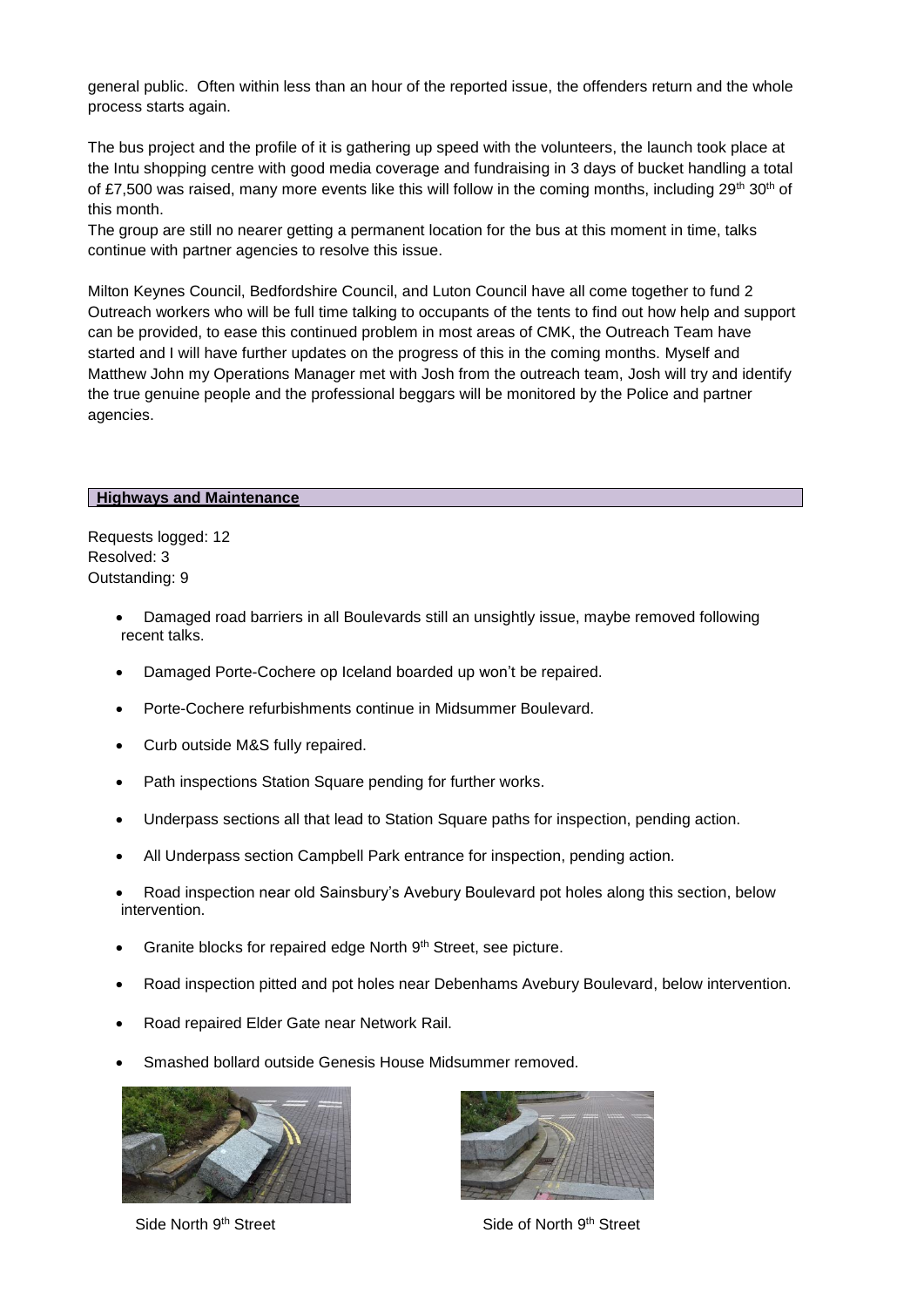general public. Often within less than an hour of the reported issue, the offenders return and the whole process starts again.

The bus project and the profile of it is gathering up speed with the volunteers, the launch took place at the Intu shopping centre with good media coverage and fundraising in 3 days of bucket handling a total of £7,500 was raised, many more events like this will follow in the coming months, including 29th 30th of this month.

The group are still no nearer getting a permanent location for the bus at this moment in time, talks continue with partner agencies to resolve this issue.

Milton Keynes Council, Bedfordshire Council, and Luton Council have all come together to fund 2 Outreach workers who will be full time talking to occupants of the tents to find out how help and support can be provided, to ease this continued problem in most areas of CMK, the Outreach Team have started and I will have further updates on the progress of this in the coming months. Myself and Matthew John my Operations Manager met with Josh from the outreach team, Josh will try and identify the true genuine people and the professional beggars will be monitored by the Police and partner agencies.

## Highways and Maintenance

Requests logged: 12
Resolved: 3
Outstanding: 9

- Damaged road barriers in all Boulevards still an unsightly issue, maybe removed following recent talks.
- Damaged Porte-Cochere op Iceland boarded up won't be repaired.
- Porte-Cochere refurbishments continue in Midsummer Boulevard.
- Curb outside M&S fully repaired.
- Path inspections Station Square pending for further works.
- Underpass sections all that lead to Station Square paths for inspection, pending action.
- All Underpass section Campbell Park entrance for inspection, pending action.
- Road inspection near old Sainsbury's Avebury Boulevard pot holes along this section, below intervention.
- Granite blocks for repaired edge North 9th Street, see picture.
- Road inspection pitted and pot holes near Debenhams Avebury Boulevard, below intervention.
- Road repaired Elder Gate near Network Rail.
- Smashed bollard outside Genesis House Midsummer removed.

Side North 9th Street

Side of North 9th Street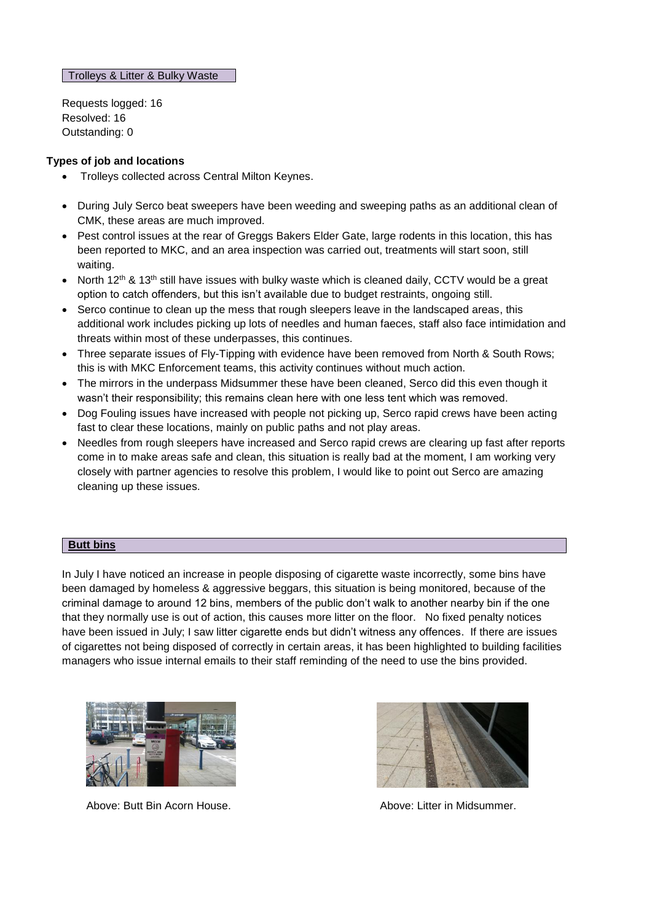## Trolleys & Litter & Bulky Waste

Requests logged: 16
Resolved: 16
Outstanding: 0

**Types of job and locations**

- Trolleys collected across Central Milton Keynes.
- During July Serco beat sweepers have been weeding and sweeping paths as an additional clean of CMK, these areas are much improved.
- Pest control issues at the rear of Greggs Bakers Elder Gate, large rodents in this location, this has been reported to MKC, and an area inspection was carried out, treatments will start soon, still waiting.
- North 12th & 13th still have issues with bulky waste which is cleaned daily, CCTV would be a great option to catch offenders, but this isn't available due to budget restraints, ongoing still.
- Serco continue to clean up the mess that rough sleepers leave in the landscaped areas, this additional work includes picking up lots of needles and human faeces, staff also face intimidation and threats within most of these underpasses, this continues.
- Three separate issues of Fly-Tipping with evidence have been removed from North & South Rows; this is with MKC Enforcement teams, this activity continues without much action.
- The mirrors in the underpass Midsummer these have been cleaned, Serco did this even though it wasn't their responsibility; this remains clean here with one less tent which was removed.
- Dog Fouling issues have increased with people not picking up, Serco rapid crews have been acting fast to clear these locations, mainly on public paths and not play areas.
- Needles from rough sleepers have increased and Serco rapid crews are clearing up fast after reports come in to make areas safe and clean, this situation is really bad at the moment, I am working very closely with partner agencies to resolve this problem, I would like to point out Serco are amazing cleaning up these issues.

## Butt bins

In July I have noticed an increase in people disposing of cigarette waste incorrectly, some bins have been damaged by homeless & aggressive beggars, this situation is being monitored, because of the criminal damage to around 12 bins, members of the public don't walk to another nearby bin if the one that they normally use is out of action, this causes more litter on the floor. No fixed penalty notices have been issued in July; I saw litter cigarette ends but didn't witness any offences. If there are issues of cigarettes not being disposed of correctly in certain areas, it has been highlighted to building facilities managers who issue internal emails to their staff reminding of the need to use the bins provided.

Above: Butt Bin Acorn House.

Above: Litter in Midsummer.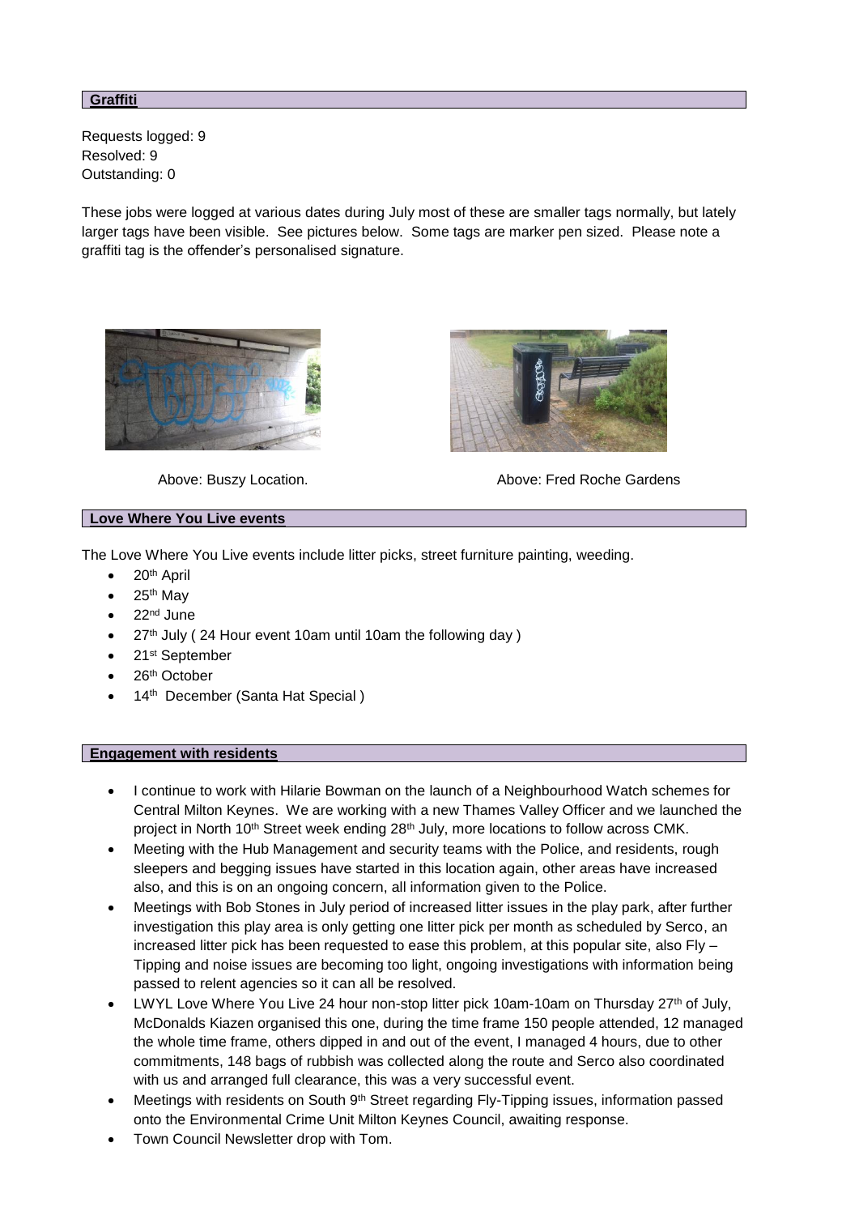## Graffiti

Requests logged: 9
Resolved: 9
Outstanding: 0

These jobs were logged at various dates during July most of these are smaller tags normally, but lately larger tags have been visible. See pictures below. Some tags are marker pen sized. Please note a graffiti tag is the offender's personalised signature.

Above: Buszy Location.

Above: Fred Roche Gardens

## Love Where You Live events

The Love Where You Live events include litter picks, street furniture painting, weeding.

- 20th April
- 25th May
- 22nd June
- 27th July ( 24 Hour event 10am until 10am the following day )
- 21st September
- 26th October
- 14th December (Santa Hat Special )

## Engagement with residents

- I continue to work with Hilarie Bowman on the launch of a Neighbourhood Watch schemes for Central Milton Keynes. We are working with a new Thames Valley Officer and we launched the project in North 10th Street week ending 28th July, more locations to follow across CMK.
- Meeting with the Hub Management and security teams with the Police, and residents, rough sleepers and begging issues have started in this location again, other areas have increased also, and this is on an ongoing concern, all information given to the Police.
- Meetings with Bob Stones in July period of increased litter issues in the play park, after further investigation this play area is only getting one litter pick per month as scheduled by Serco, an increased litter pick has been requested to ease this problem, at this popular site, also Fly – Tipping and noise issues are becoming too light, ongoing investigations with information being passed to relent agencies so it can all be resolved.
- LWYL Love Where You Live 24 hour non-stop litter pick 10am-10am on Thursday 27th of July, McDonalds Kiazen organised this one, during the time frame 150 people attended, 12 managed the whole time frame, others dipped in and out of the event, I managed 4 hours, due to other commitments, 148 bags of rubbish was collected along the route and Serco also coordinated with us and arranged full clearance, this was a very successful event.
- Meetings with residents on South 9th Street regarding Fly-Tipping issues, information passed onto the Environmental Crime Unit Milton Keynes Council, awaiting response.
- Town Council Newsletter drop with Tom.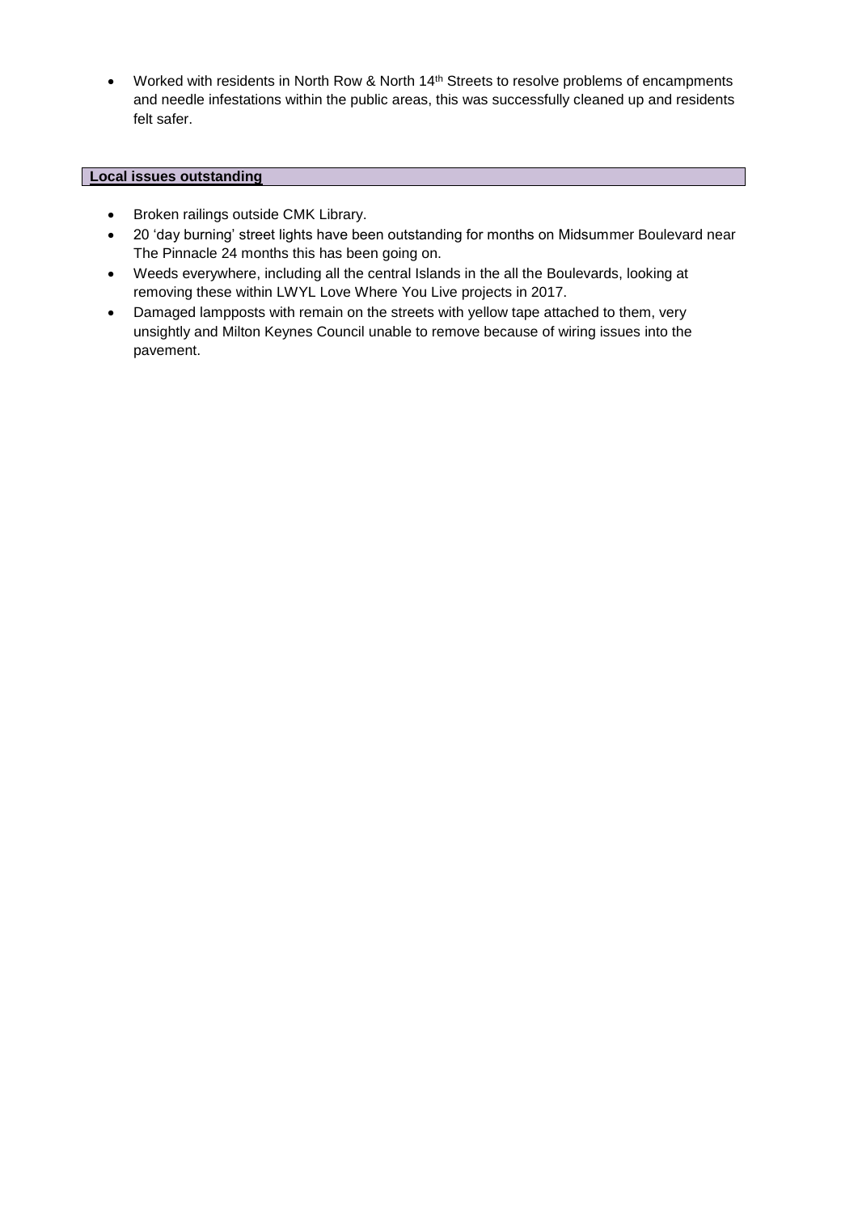- Worked with residents in North Row & North 14th Streets to resolve problems of encampments and needle infestations within the public areas, this was successfully cleaned up and residents felt safer.

**Local issues outstanding**

- Broken railings outside CMK Library.
- 20 'day burning' street lights have been outstanding for months on Midsummer Boulevard near The Pinnacle 24 months this has been going on.
- Weeds everywhere, including all the central Islands in the all the Boulevards, looking at removing these within LWYL Love Where You Live projects in 2017.
- Damaged lampposts with remain on the streets with yellow tape attached to them, very unsightly and Milton Keynes Council unable to remove because of wiring issues into the pavement.